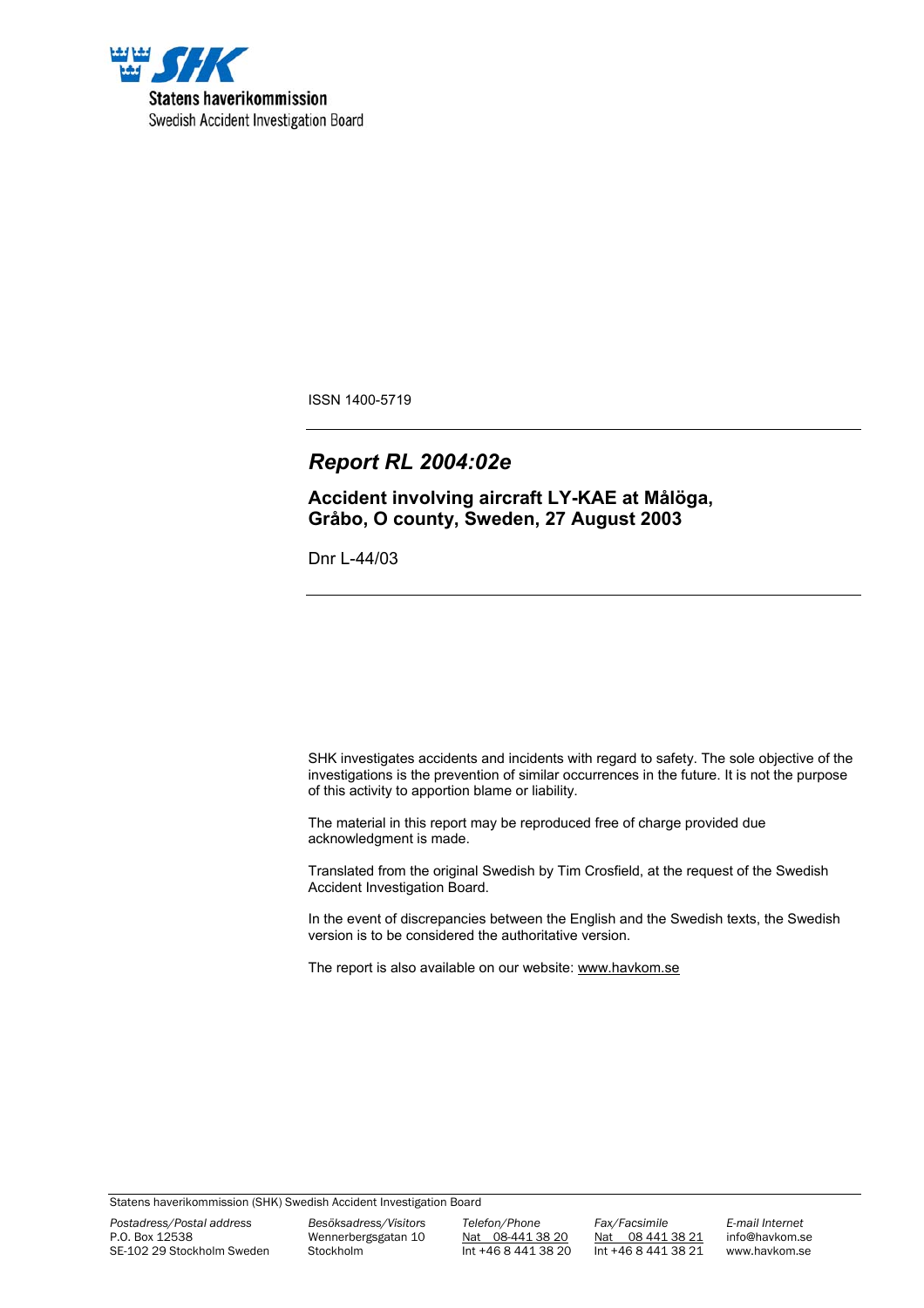Statens haverikommission
Swedish Accident Investigation Board

ISSN 1400-5719

# *Report RL 2004:02e*

## Accident involving aircraft LY-KAE at Målöga, Gråbo, O county, Sweden, 27 August 2003

Dnr L-44/03

SHK investigates accidents and incidents with regard to safety. The sole objective of the investigations is the prevention of similar occurrences in the future. It is not the purpose of this activity to apportion blame or liability.

The material in this report may be reproduced free of charge provided due acknowledgment is made.

Translated from the original Swedish by Tim Crosfield, at the request of the Swedish Accident Investigation Board.

In the event of discrepancies between the English and the Swedish texts, the Swedish version is to be considered the authoritative version.

The report is also available on our website: www.havkom.se

Statens haverikommission (SHK) Swedish Accident Investigation Board

| *Postadress/Postal address* | *Besöksadress/Visitors* | *Telefon/Phone* | *Fax/Facsimile* | *E-mail Internet* |
|---|---|---|---|---|
| P.O. Box 12538 | Wennerbergsgatan 10 | Nat 08-441 38 20 | Nat 08 441 38 21 | info@havkom.se |
| SE-102 29 Stockholm Sweden | Stockholm | Int +46 8 441 38 20 | Int +46 8 441 38 21 | www.havkom.se |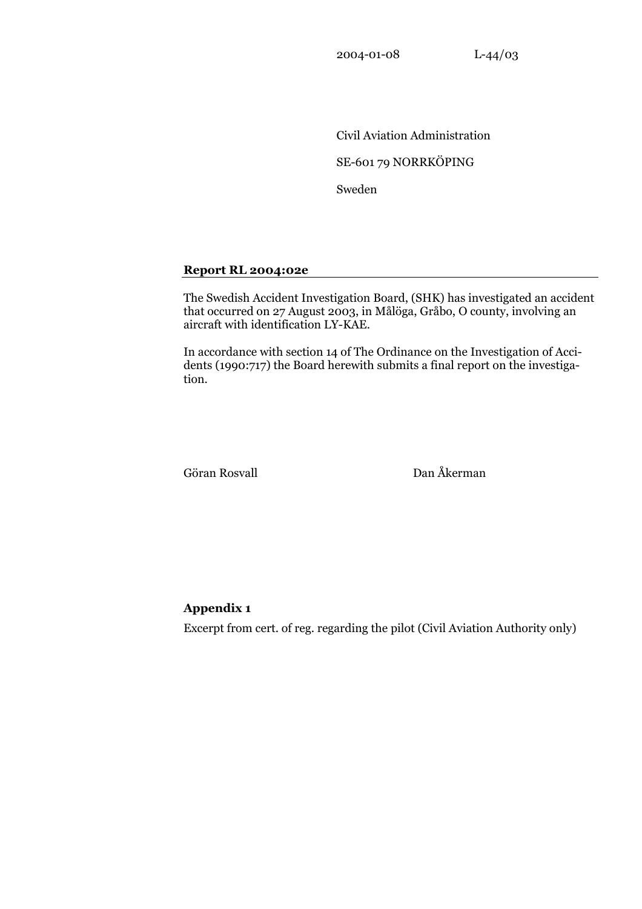2004-01-08 L-44/03

Civil Aviation Administration

SE-601 79 NORRKÖPING

Sweden

**Report RL 2004:02e**

The Swedish Accident Investigation Board, (SHK) has investigated an accident that occurred on 27 August 2003, in Målöga, Gråbo, O county, involving an aircraft with identification LY-KAE.

In accordance with section 14 of The Ordinance on the Investigation of Accidents (1990:717) the Board herewith submits a final report on the investigation.

Göran Rosvall Dan Åkerman

**Appendix 1**

Excerpt from cert. of reg. regarding the pilot (Civil Aviation Authority only)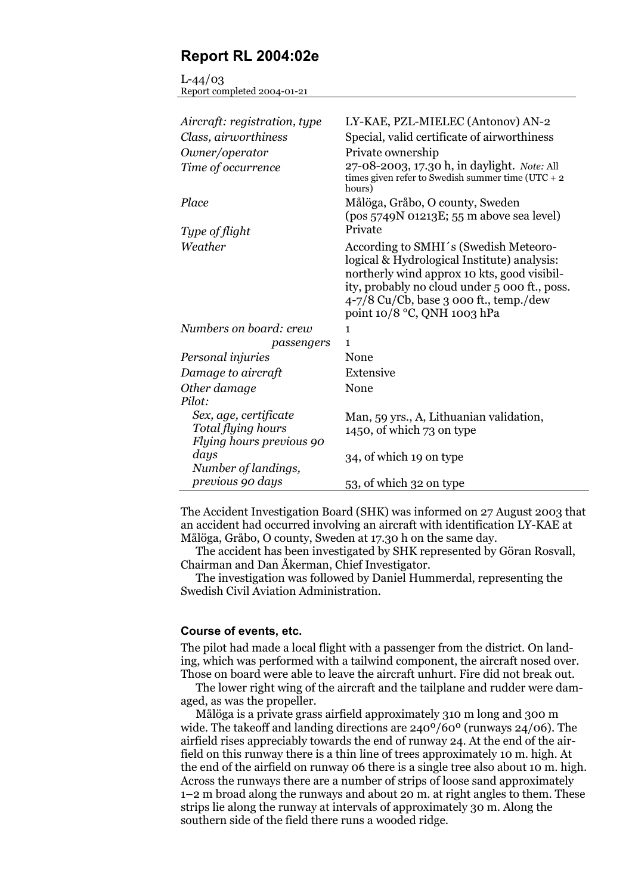# Report RL 2004:02e

L-44/03
Report completed 2004-01-21

| | |
|---|---|
| *Aircraft: registration, type* | LY-KAE, PZL-MIELEC (Antonov) AN-2 |
| *Class, airworthiness* | Special, valid certificate of airworthiness |
| *Owner/operator* | Private ownership |
| *Time of occurrence* | 27-08-2003, 17.30 h, in daylight. *Note:* All times given refer to Swedish summer time (UTC + 2 hours) |
| *Place* | Målöga, Gråbo, O county, Sweden (pos 5749N 01213E; 55 m above sea level) |
| *Type of flight* | Private |
| *Weather* | According to SMHI´s (Swedish Meteorological & Hydrological Institute) analysis: northerly wind approx 10 kts, good visibility, probably no cloud under 5 000 ft., poss. 4-7/8 Cu/Cb, base 3 000 ft., temp./dew point 10/8 °C, QNH 1003 hPa |
| *Numbers on board: crew* | 1 |
| *passengers* | 1 |
| *Personal injuries* | None |
| *Damage to aircraft* | Extensive |
| *Other damage* | None |
| *Pilot:* | |
| *Sex, age, certificate* | Man, 59 yrs., A, Lithuanian validation, |
| *Total flying hours* | 1450, of which 73 on type |
| *Flying hours previous 90 days* | 34, of which 19 on type |
| *Number of landings, previous 90 days* | 53, of which 32 on type |

The Accident Investigation Board (SHK) was informed on 27 August 2003 that an accident had occurred involving an aircraft with identification LY-KAE at Målöga, Gråbo, O county, Sweden at 17.30 h on the same day.

The accident has been investigated by SHK represented by Göran Rosvall, Chairman and Dan Åkerman, Chief Investigator.

The investigation was followed by Daniel Hummerdal, representing the Swedish Civil Aviation Administration.

### Course of events, etc.

The pilot had made a local flight with a passenger from the district. On landing, which was performed with a tailwind component, the aircraft nosed over. Those on board were able to leave the aircraft unhurt. Fire did not break out.

The lower right wing of the aircraft and the tailplane and rudder were damaged, as was the propeller.

Målöga is a private grass airfield approximately 310 m long and 300 m wide. The takeoff and landing directions are 240º/60º (runways 24/06). The airfield rises appreciably towards the end of runway 24. At the end of the airfield on this runway there is a thin line of trees approximately 10 m. high. At the end of the airfield on runway 06 there is a single tree also about 10 m. high. Across the runways there are a number of strips of loose sand approximately 1–2 m broad along the runways and about 20 m. at right angles to them. These strips lie along the runway at intervals of approximately 30 m. Along the southern side of the field there runs a wooded ridge.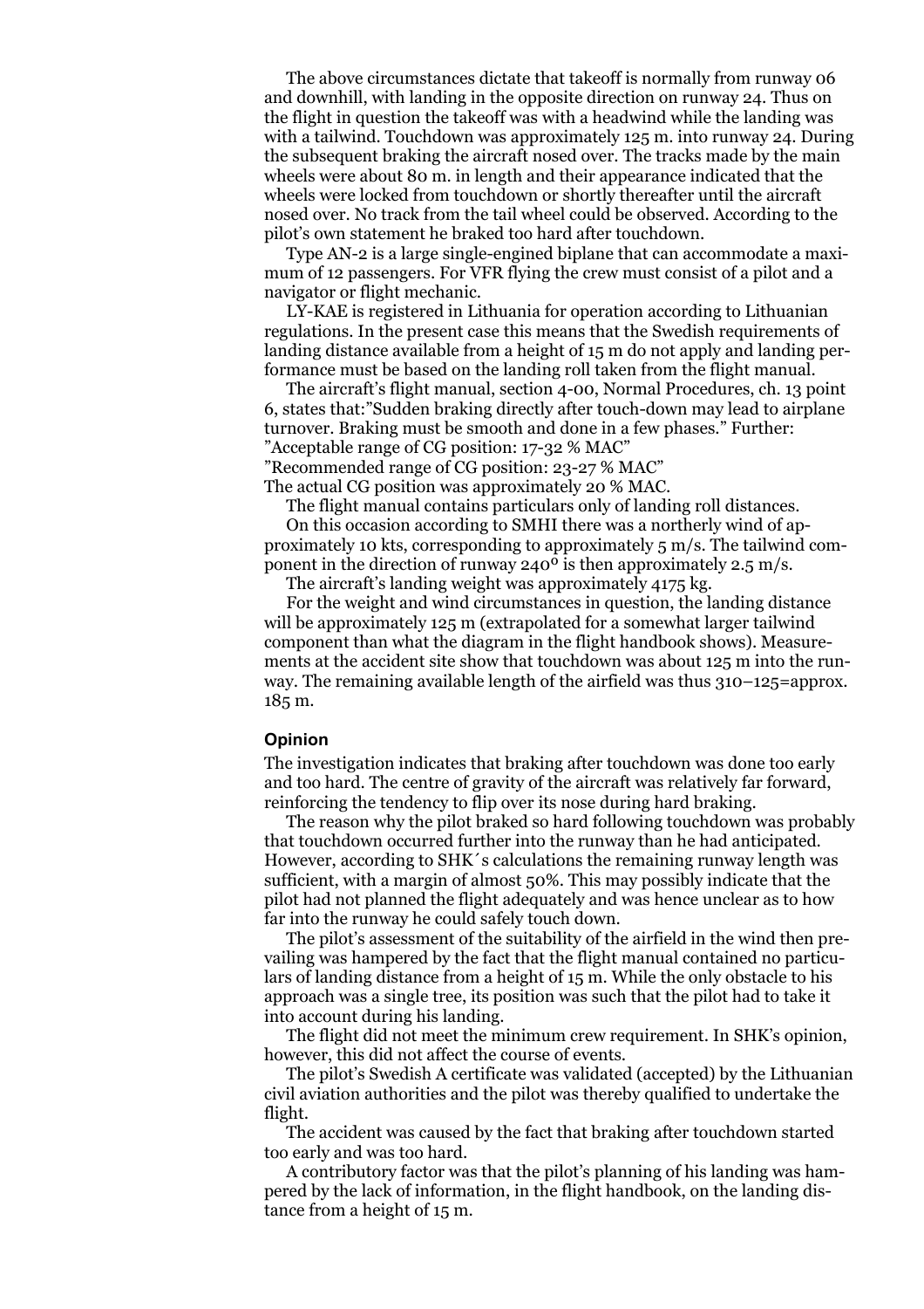The above circumstances dictate that takeoff is normally from runway 06 and downhill, with landing in the opposite direction on runway 24. Thus on the flight in question the takeoff was with a headwind while the landing was with a tailwind. Touchdown was approximately 125 m. into runway 24. During the subsequent braking the aircraft nosed over. The tracks made by the main wheels were about 80 m. in length and their appearance indicated that the wheels were locked from touchdown or shortly thereafter until the aircraft nosed over. No track from the tail wheel could be observed. According to the pilot's own statement he braked too hard after touchdown.

Type AN-2 is a large single-engined biplane that can accommodate a maximum of 12 passengers. For VFR flying the crew must consist of a pilot and a navigator or flight mechanic.

LY-KAE is registered in Lithuania for operation according to Lithuanian regulations. In the present case this means that the Swedish requirements of landing distance available from a height of 15 m do not apply and landing performance must be based on the landing roll taken from the flight manual.

The aircraft's flight manual, section 4-00, Normal Procedures, ch. 13 point 6, states that:"Sudden braking directly after touch-down may lead to airplane turnover. Braking must be smooth and done in a few phases." Further:
"Acceptable range of CG position: 17-32 % MAC"
"Recommended range of CG position: 23-27 % MAC"
The actual CG position was approximately 20 % MAC.

The flight manual contains particulars only of landing roll distances.

On this occasion according to SMHI there was a northerly wind of approximately 10 kts, corresponding to approximately 5 m/s. The tailwind component in the direction of runway 240° is then approximately 2.5 m/s.

The aircraft's landing weight was approximately 4175 kg.

For the weight and wind circumstances in question, the landing distance will be approximately 125 m (extrapolated for a somewhat larger tailwind component than what the diagram in the flight handbook shows). Measurements at the accident site show that touchdown was about 125 m into the runway. The remaining available length of the airfield was thus 310–125=approx. 185 m.

#### Opinion

The investigation indicates that braking after touchdown was done too early and too hard. The centre of gravity of the aircraft was relatively far forward, reinforcing the tendency to flip over its nose during hard braking.

The reason why the pilot braked so hard following touchdown was probably that touchdown occurred further into the runway than he had anticipated. However, according to SHK´s calculations the remaining runway length was sufficient, with a margin of almost 50%. This may possibly indicate that the pilot had not planned the flight adequately and was hence unclear as to how far into the runway he could safely touch down.

The pilot's assessment of the suitability of the airfield in the wind then prevailing was hampered by the fact that the flight manual contained no particulars of landing distance from a height of 15 m. While the only obstacle to his approach was a single tree, its position was such that the pilot had to take it into account during his landing.

The flight did not meet the minimum crew requirement. In SHK's opinion, however, this did not affect the course of events.

The pilot's Swedish A certificate was validated (accepted) by the Lithuanian civil aviation authorities and the pilot was thereby qualified to undertake the flight.

The accident was caused by the fact that braking after touchdown started too early and was too hard.

A contributory factor was that the pilot's planning of his landing was hampered by the lack of information, in the flight handbook, on the landing distance from a height of 15 m.